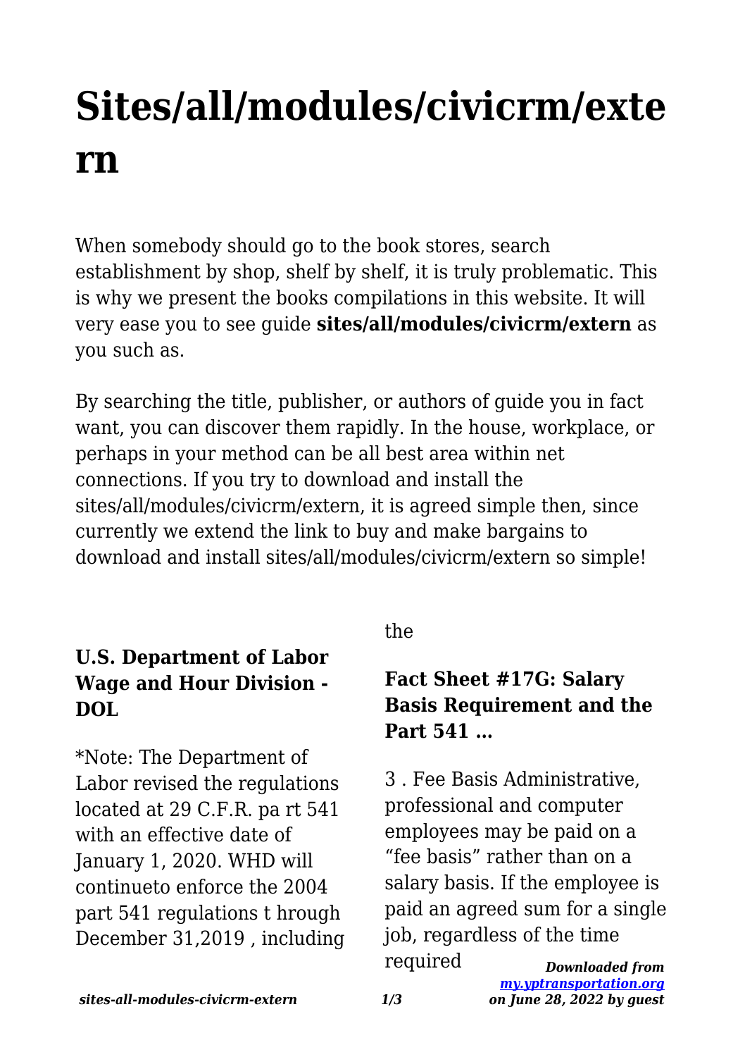# Sites/all/modules/civicrm/extern

When somebody should go to the book stores, search establishment by shop, shelf by shelf, it is truly problematic. This is why we present the books compilations in this website. It will very ease you to see guide **sites/all/modules/civicrm/extern** as you such as.

By searching the title, publisher, or authors of guide you in fact want, you can discover them rapidly. In the house, workplace, or perhaps in your method can be all best area within net connections. If you try to download and install the sites/all/modules/civicrm/extern, it is agreed simple then, since currently we extend the link to buy and make bargains to download and install sites/all/modules/civicrm/extern so simple!

### U.S. Department of Labor Wage and Hour Division - DOL

*Note: The Department of Labor revised the regulations located at 29 C.F.R. pa rt 541 with an effective date of January 1, 2020. WHD will continueto enforce the 2004 part 541 regulations t hrough December 31,2019 , including the

### Fact Sheet #17G: Salary Basis Requirement and the Part 541 …

3 . Fee Basis Administrative, professional and computer employees may be paid on a "fee basis" rather than on a salary basis. If the employee is paid an agreed sum for a single job, regardless of the time required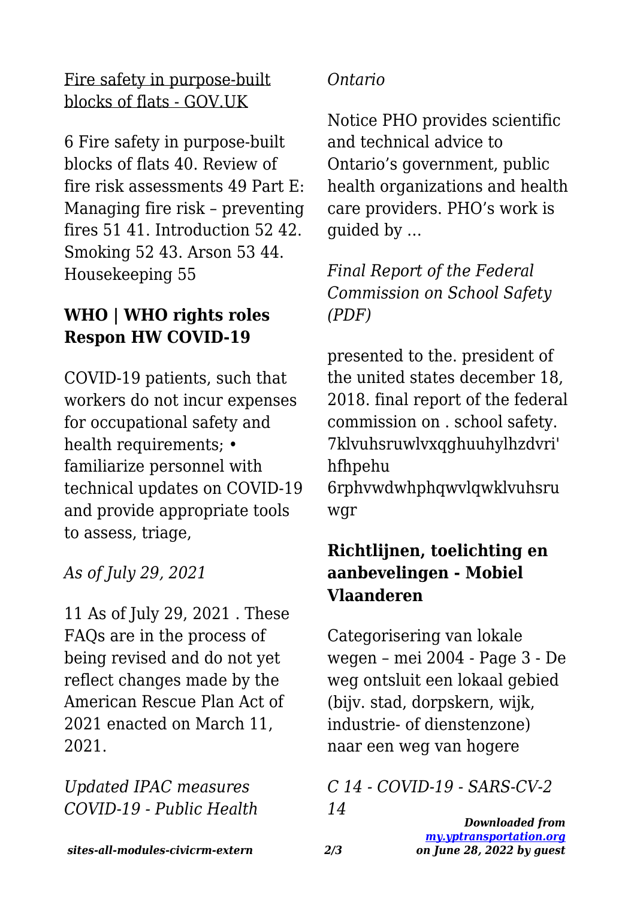Fire safety in purpose-built blocks of flats - GOV.UK

6 Fire safety in purpose-built blocks of flats 40. Review of fire risk assessments 49 Part E: Managing fire risk – preventing fires 51 41. Introduction 52 42. Smoking 52 43. Arson 53 44. Housekeeping 55

**WHO | WHO rights roles Respon HW COVID-19**

COVID-19 patients, such that workers do not incur expenses for occupational safety and health requirements; • familiarize personnel with technical updates on COVID-19 and provide appropriate tools to assess, triage,

*As of July 29, 2021*

11 As of July 29, 2021 . These FAQs are in the process of being revised and do not yet reflect changes made by the American Rescue Plan Act of 2021 enacted on March 11, 2021.

*Updated IPAC measures COVID-19 - Public Health Ontario*

Notice PHO provides scientific and technical advice to Ontario's government, public health organizations and health care providers. PHO's work is guided by …

*Final Report of the Federal Commission on School Safety (PDF)*

presented to the. president of the united states december 18, 2018. final report of the federal commission on . school safety. 7klvuhsruwlvxqghuuhylhzdvri' hfhpehu 6rphvwdwhphqwvlqwklvuhsru wgr

**Richtlijnen, toelichting en aanbevelingen - Mobiel Vlaanderen**

Categorisering van lokale wegen – mei 2004 - Page 3 - De weg ontsluit een lokaal gebied (bijv. stad, dorpskern, wijk, industrie- of dienstenzone) naar een weg van hogere

*C 14 - COVID-19 - SARS-CV-2 14*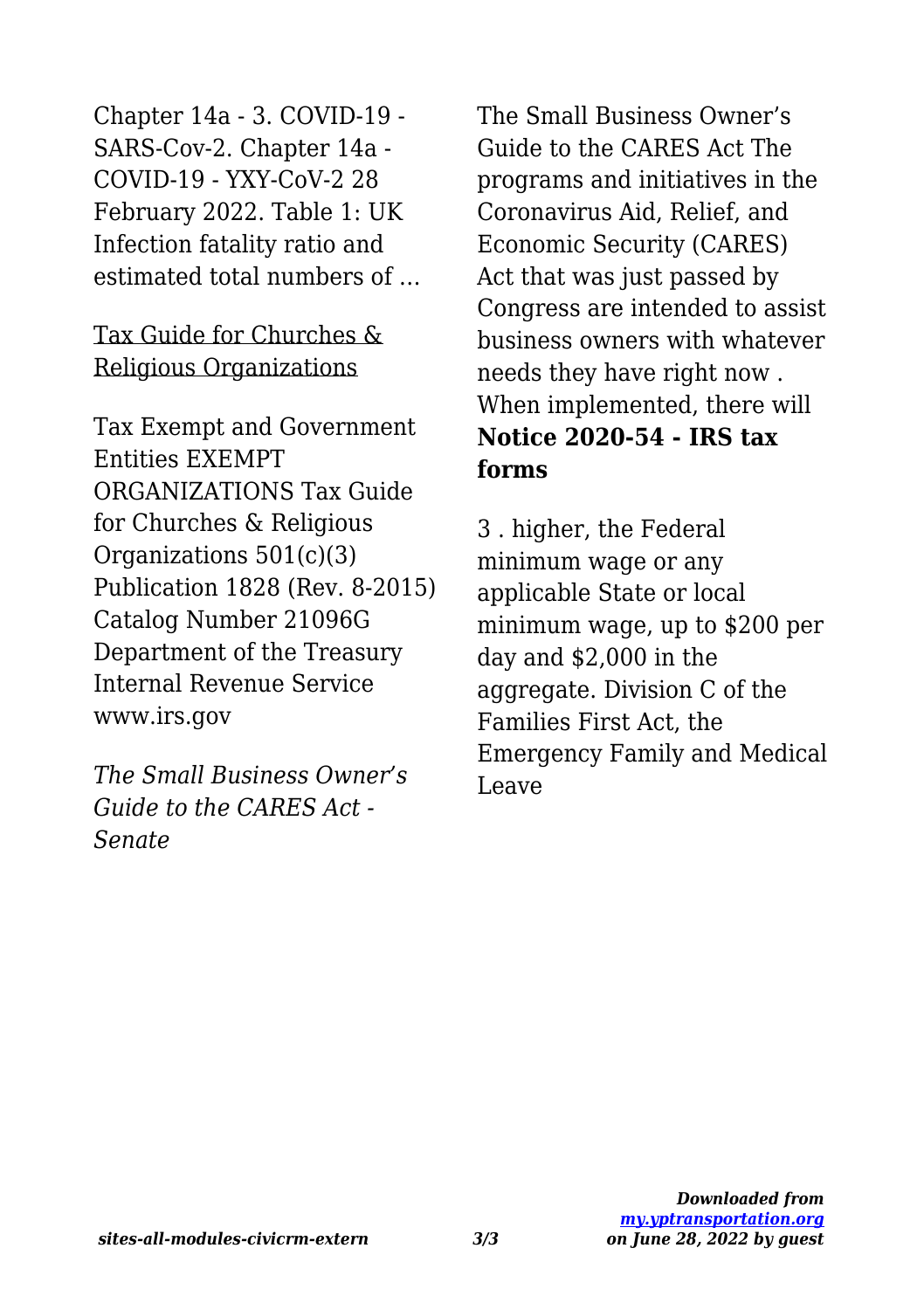Chapter 14a - 3. COVID-19 - SARS-Cov-2. Chapter 14a - COVID-19 - YXY-CoV-2 28 February 2022. Table 1: UK Infection fatality ratio and estimated total numbers of …

Tax Guide for Churches & Religious Organizations

Tax Exempt and Government Entities EXEMPT ORGANIZATIONS Tax Guide for Churches & Religious Organizations 501(c)(3) Publication 1828 (Rev. 8-2015) Catalog Number 21096G Department of the Treasury Internal Revenue Service www.irs.gov

*The Small Business Owner's Guide to the CARES Act - Senate*

The Small Business Owner's Guide to the CARES Act The programs and initiatives in the Coronavirus Aid, Relief, and Economic Security (CARES) Act that was just passed by Congress are intended to assist business owners with whatever needs they have right now . When implemented, there will

**Notice 2020-54 - IRS tax forms**

3 . higher, the Federal minimum wage or any applicable State or local minimum wage, up to $200 per day and $2,000 in the aggregate. Division C of the Families First Act, the Emergency Family and Medical Leave